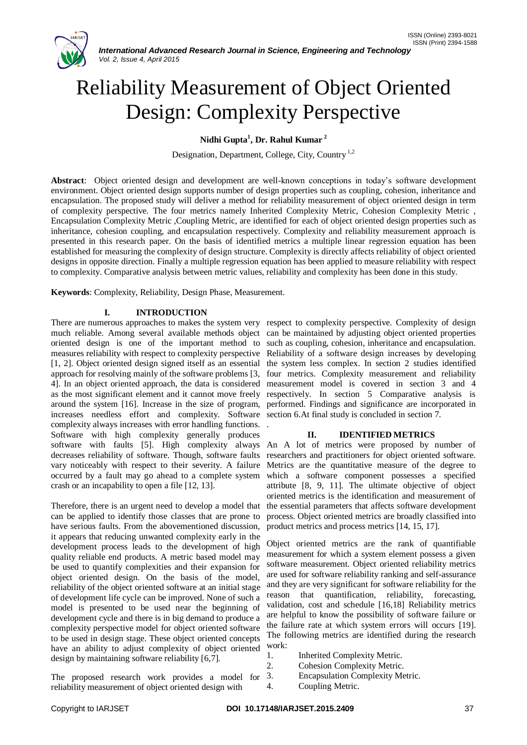# Reliability Measurement of Object Oriented Design: Complexity Perspective

**Nidhi Gupta[1], Dr. Rahul Kumar [2]**

Designation, Department, College, City, Country [1,2]

**Abstract**: Object oriented design and development are well-known conceptions in today's software development environment. Object oriented design supports number of design properties such as coupling, cohesion, inheritance and encapsulation. The proposed study will deliver a method for reliability measurement of object oriented design in term of complexity perspective. The four metrics namely Inherited Complexity Metric, Cohesion Complexity Metric , Encapsulation Complexity Metric ,Coupling Metric, are identified for each of object oriented design properties such as inheritance, cohesion coupling, and encapsulation respectively. Complexity and reliability measurement approach is presented in this research paper. On the basis of identified metrics a multiple linear regression equation has been established for measuring the complexity of design structure. Complexity is directly affects reliability of object oriented designs in opposite direction. Finally a multiple regression equation has been applied to measure reliability with respect to complexity. Comparative analysis between metric values, reliability and complexity has been done in this study.

**Keywords**: Complexity, Reliability, Design Phase, Measurement.

## I. INTRODUCTION

There are numerous approaches to makes the system very much reliable. Among several available methods object oriented design is one of the important method to measures reliability with respect to complexity perspective [1, 2]. Object oriented design signed itself as an essential approach for resolving mainly of the software problems [3, 4]. In an object oriented approach, the data is considered as the most significant element and it cannot move freely around the system [16]. Increase in the size of program, increases needless effort and complexity. Software complexity always increases with error handling functions. Software with high complexity generally produces software with faults [5]. High complexity always decreases reliability of software. Though, software faults vary noticeably with respect to their severity. A failure occurred by a fault may go ahead to a complete system crash or an incapability to open a file [12, 13].

Therefore, there is an urgent need to develop a model that can be applied to identify those classes that are prone to have serious faults. From the abovementioned discussion, it appears that reducing unwanted complexity early in the development process leads to the development of high quality reliable end products. A metric based model may be used to quantify complexities and their expansion for object oriented design. On the basis of the model, reliability of the object oriented software at an initial stage of development life cycle can be improved. None of such a model is presented to be used near the beginning of development cycle and there is in big demand to produce a complexity perspective model for object oriented software to be used in design stage. These object oriented concepts have an ability to adjust complexity of object oriented design by maintaining software reliability [6,7].

The proposed research work provides a model for reliability measurement of object oriented design with respect to complexity perspective. Complexity of design can be maintained by adjusting object oriented properties such as coupling, cohesion, inheritance and encapsulation. Reliability of a software design increases by developing the system less complex. In section 2 studies identified four metrics. Complexity measurement and reliability measurement model is covered in section 3 and 4 respectively. In section 5 Comparative analysis is performed. Findings and significance are incorporated in section 6.At final study is concluded in section 7.

## II. IDENTIFIED METRICS

An A lot of metrics were proposed by number of researchers and practitioners for object oriented software. Metrics are the quantitative measure of the degree to which a software component possesses a specified attribute [8, 9, 11]. The ultimate objective of object oriented metrics is the identification and measurement of the essential parameters that affects software development process. Object oriented metrics are broadly classified into product metrics and process metrics [14, 15, 17].

Object oriented metrics are the rank of quantifiable measurement for which a system element possess a given software measurement. Object oriented reliability metrics are used for software reliability ranking and self-assurance and they are very significant for software reliability for the reason that quantification, reliability, forecasting, validation, cost and schedule [16,18] Reliability metrics are helpful to know the possibility of software failure or the failure rate at which system errors will occurs [19]. The following metrics are identified during the research work:

1. Inherited Complexity Metric.
2. Cohesion Complexity Metric.
3. Encapsulation Complexity Metric.
4. Coupling Metric.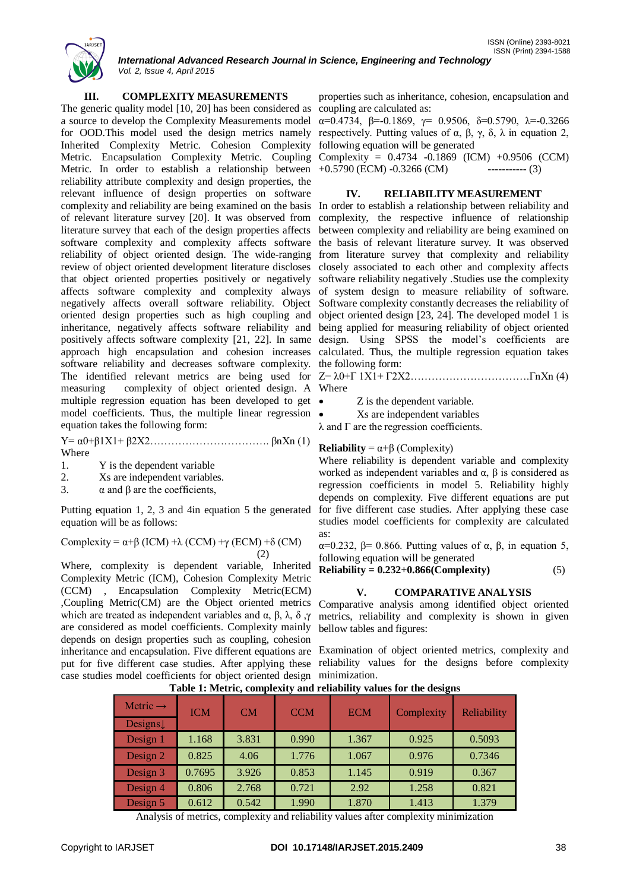## III. COMPLEXITY MEASUREMENTS

The generic quality model [10, 20] has been considered as a source to develop the Complexity Measurements model for OOD.This model used the design metrics namely Inherited Complexity Metric. Cohesion Complexity Metric. Encapsulation Complexity Metric. Coupling Metric. In order to establish a relationship between reliability attribute complexity and design properties, the relevant influence of design properties on software complexity and reliability are being examined on the basis of relevant literature survey [20]. It was observed from literature survey that each of the design properties affects software complexity and complexity affects software reliability of object oriented design. The wide-ranging review of object oriented development literature discloses that object oriented properties positively or negatively affects software complexity and complexity always negatively affects overall software reliability. Object oriented design properties such as high coupling and inheritance, negatively affects software reliability and positively affects software complexity [21, 22]. In same approach high encapsulation and cohesion increases software reliability and decreases software complexity. The identified relevant metrics are being used for measuring complexity of object oriented design. A multiple regression equation has been developed to get model coefficients. Thus, the multiple linear regression equation takes the following form:

$Y= \alpha_0+\beta_1X_1+ \beta_2X_2\ldots\ldots\ldots\ldots\ldots\ldots\ldots\ldots\ldots\ldots\ldots\ldots\ldots\ldots.\ \beta_nX_n$ (1)

Where

1. Y is the dependent variable
2. Xs are independent variables.
3. α and β are the coefficients,

Putting equation 1, 2, 3 and 4in equation 5 the generated equation will be as follows:

$$\text{Complexity} = \alpha+\beta\ (ICM) +\lambda\ (CCM) +\gamma\ (ECM) +\delta\ (CM) \quad (2)$$

Where, complexity is dependent variable, Inherited Complexity Metric (ICM), Cohesion Complexity Metric (CCM) , Encapsulation Complexity Metric(ECM) ,Coupling Metric(CM) are the Object oriented metrics which are treated as independent variables and α, β, λ, δ ,γ are considered as model coefficients. Complexity mainly depends on design properties such as coupling, cohesion inheritance and encapsulation. Five different equations are put for five different case studies. After applying these case studies model coefficients for object oriented design properties such as inheritance, cohesion, encapsulation and coupling are calculated as:

$\alpha$=0.4734, $\beta$=-0.1869, $\gamma$= 0.9506, $\delta$=0.5790, $\lambda$=-0.3266 respectively. Putting values of α, β, γ, δ, λ in equation 2, following equation will be generated

$$\text{Complexity} = 0.4734 -0.1869\ (ICM) +0.9506\ (CCM) +0.5790\ (ECM) -0.3266\ (CM) \quad \text{----------- (3)}$$

## IV. RELIABILITY MEASUREMENT

In order to establish a relationship between reliability and complexity, the respective influence of relationship between complexity and reliability are being examined on the basis of relevant literature survey. It was observed from literature survey that complexity and reliability are closely associated to each other and complexity affects software reliability negatively .Studies use the complexity of system design to measure reliability of software. Software complexity constantly decreases the reliability of object oriented design [23, 24]. The developed model 1 is being applied for measuring reliability of object oriented design. Using SPSS the model's coefficients are calculated. Thus, the multiple regression equation takes the following form:

$Z= \lambda_0+\Gamma_1X_1+ \Gamma_2X_2\ldots\ldots\ldots\ldots\ldots\ldots\ldots\ldots\ldots\ldots\ldots\ldots\ldots\ldots\Gamma_nX_n$ (4)

Where

- Z is the dependent variable.
- Xs are independent variables

λ and Γ are the regression coefficients.

**Reliability** = α+β (Complexity)

Where reliability is dependent variable and complexity worked as independent variables and α, β is considered as regression coefficients in model 5. Reliability highly depends on complexity. Five different equations are put for five different case studies. After applying these case studies model coefficients for complexity are calculated as:

$\alpha$=0.232, $\beta$= 0.866. Putting values of α, β, in equation 5, following equation will be generated

$$\textbf{Reliability = 0.232+0.866(Complexity)} \quad (5)$$

## V. COMPARATIVE ANALYSIS

Comparative analysis among identified object oriented metrics, reliability and complexity is shown in given bellow tables and figures:

Examination of object oriented metrics, complexity and reliability values for the designs before complexity minimization.

**Table 1: Metric, complexity and reliability values for the designs**

| Metric → Designs↓ | ICM | CM | CCM | ECM | Complexity | Reliability |
|---|---|---|---|---|---|---|
| Design 1 | 1.168 | 3.831 | 0.990 | 1.367 | 0.925 | 0.5093 |
| Design 2 | 0.825 | 4.06 | 1.776 | 1.067 | 0.976 | 0.7346 |
| Design 3 | 0.7695 | 3.926 | 0.853 | 1.145 | 0.919 | 0.367 |
| Design 4 | 0.806 | 2.768 | 0.721 | 2.92 | 1.258 | 0.821 |
| Design 5 | 0.612 | 0.542 | 1.990 | 1.870 | 1.413 | 1.379 |

Analysis of metrics, complexity and reliability values after complexity minimization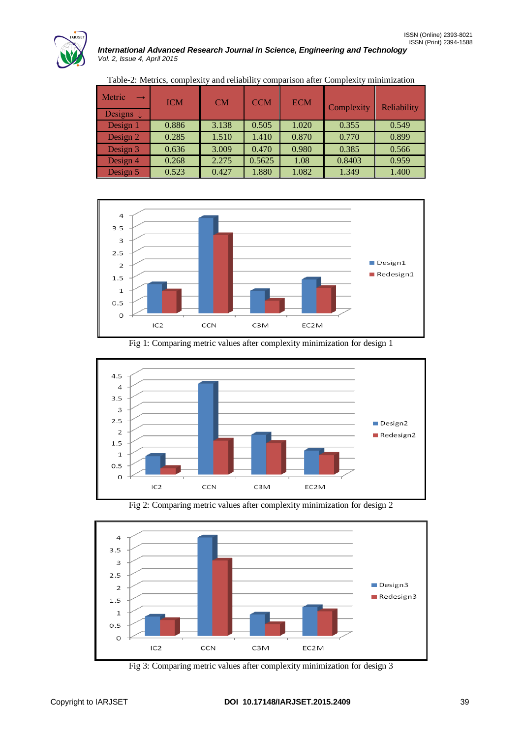Table-2: Metrics, complexity and reliability comparison after Complexity minimization

| Metric → / Designs ↓ | ICM | CM | CCM | ECM | Complexity | Reliability |
|---|---|---|---|---|---|---|
| Design 1 | 0.886 | 3.138 | 0.505 | 1.020 | 0.355 | 0.549 |
| Design 2 | 0.285 | 1.510 | 1.410 | 0.870 | 0.770 | 0.899 |
| Design 3 | 0.636 | 3.009 | 0.470 | 0.980 | 0.385 | 0.566 |
| Design 4 | 0.268 | 2.275 | 0.5625 | 1.08 | 0.8403 | 0.959 |
| Design 5 | 0.523 | 0.427 | 1.880 | 1.082 | 1.349 | 1.400 |

Fig 1: Comparing metric values after complexity minimization for design 1

Fig 2: Comparing metric values after complexity minimization for design 2

Fig 3: Comparing metric values after complexity minimization for design 3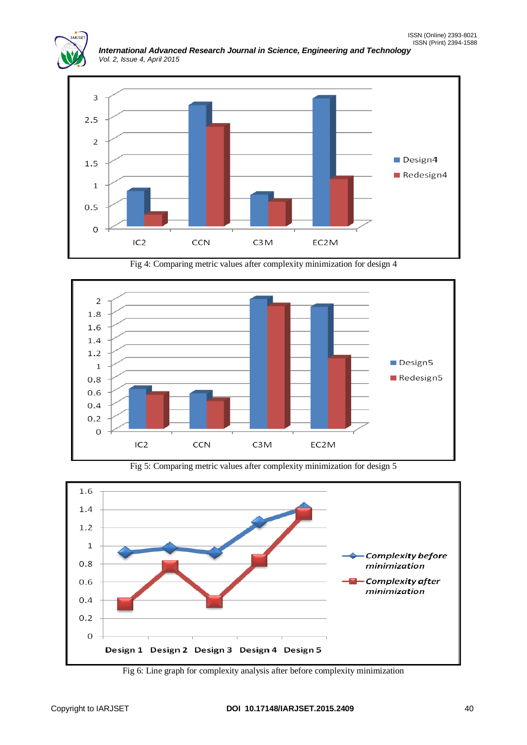Fig 4: Comparing metric values after complexity minimization for design 4

Fig 5: Comparing metric values after complexity minimization for design 5

Fig 6: Line graph for complexity analysis after before complexity minimization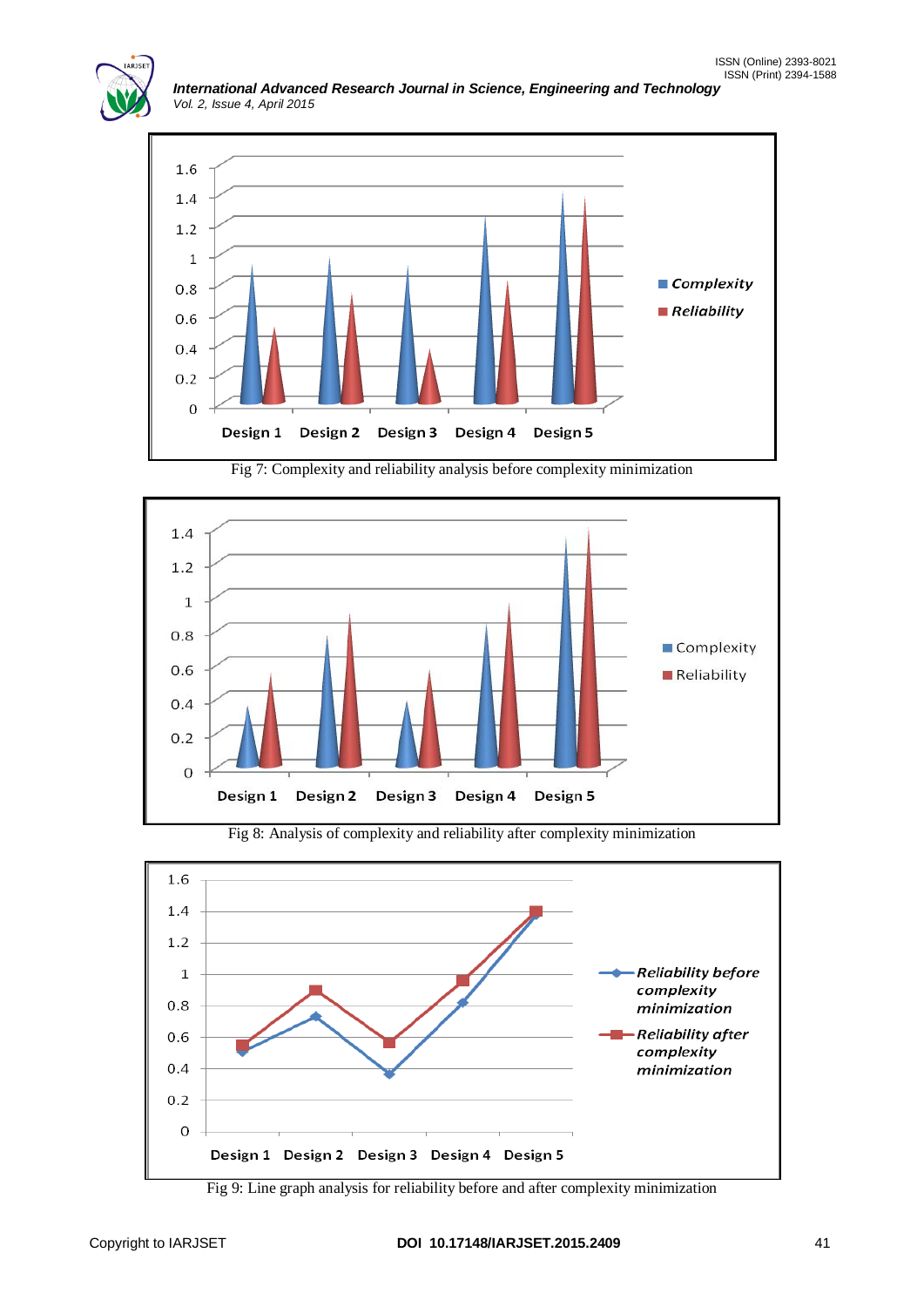Fig 7: Complexity and reliability analysis before complexity minimization

Fig 8: Analysis of complexity and reliability after complexity minimization

Fig 9: Line graph analysis for reliability before and after complexity minimization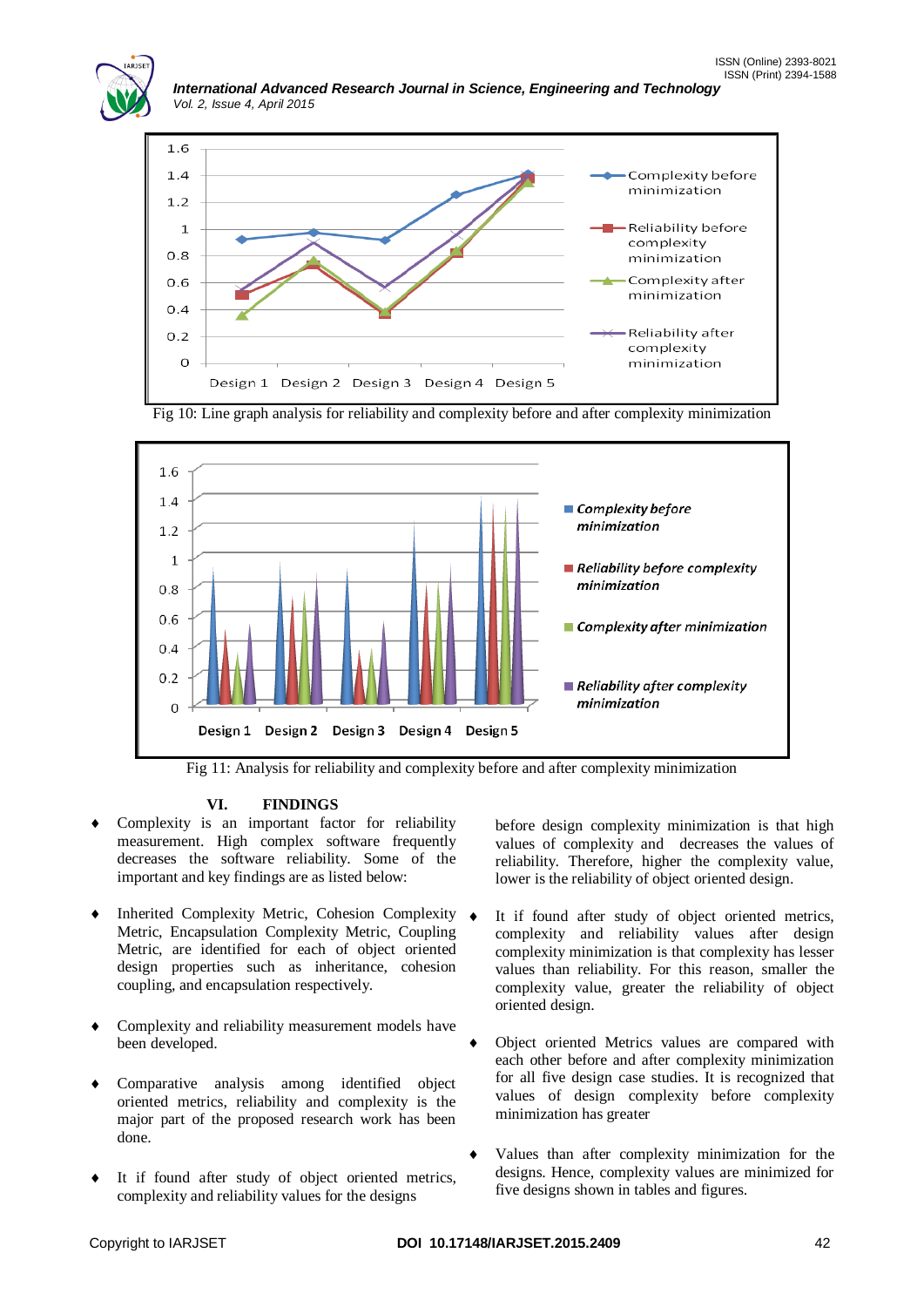Fig 10: Line graph analysis for reliability and complexity before and after complexity minimization

Fig 11: Analysis for reliability and complexity before and after complexity minimization

## VI. FINDINGS

- Complexity is an important factor for reliability measurement. High complex software frequently decreases the software reliability. Some of the important and key findings are as listed below:
- Inherited Complexity Metric, Cohesion Complexity Metric, Encapsulation Complexity Metric, Coupling Metric, are identified for each of object oriented design properties such as inheritance, cohesion coupling, and encapsulation respectively.
- Complexity and reliability measurement models have been developed.
- Comparative analysis among identified object oriented metrics, reliability and complexity is the major part of the proposed research work has been done.
- It if found after study of object oriented metrics, complexity and reliability values for the designs before design complexity minimization is that high values of complexity and decreases the values of reliability. Therefore, higher the complexity value, lower is the reliability of object oriented design.
- It if found after study of object oriented metrics, complexity and reliability values after design complexity minimization is that complexity has lesser values than reliability. For this reason, smaller the complexity value, greater the reliability of object oriented design.
- Object oriented Metrics values are compared with each other before and after complexity minimization for all five design case studies. It is recognized that values of design complexity before complexity minimization has greater
- Values than after complexity minimization for the designs. Hence, complexity values are minimized for five designs shown in tables and figures.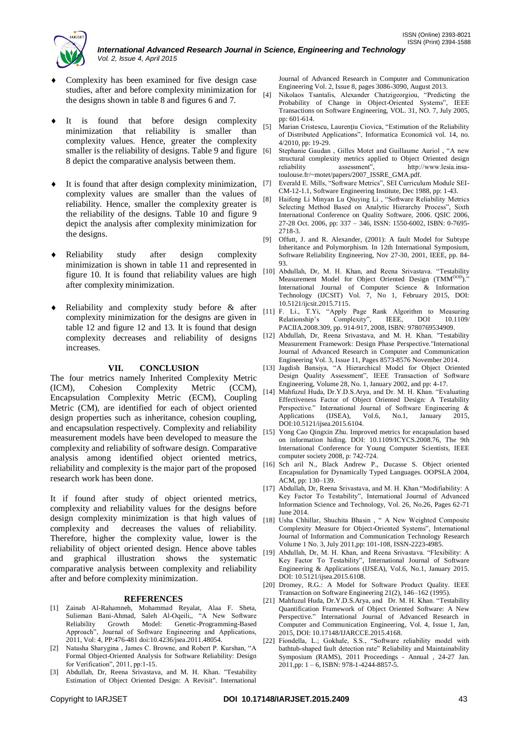- Complexity has been examined for five design case studies, after and before complexity minimization for the designs shown in table 8 and figures 6 and 7.

- It is found that before design complexity minimization that reliability is smaller than complexity values. Hence, greater the complexity smaller is the reliability of designs. Table 9 and figure 8 depict the comparative analysis between them.

- It is found that after design complexity minimization, complexity values are smaller than the values of reliability. Hence, smaller the complexity greater is the reliability of the designs. Table 10 and figure 9 depict the analysis after complexity minimization for the designs.

- Reliability study after design complexity minimization is shown in table 11 and represented in figure 10. It is found that reliability values are high after complexity minimization.

- Reliability and complexity study before & after complexity minimization for the designs are given in table 12 and figure 12 and 13. It is found that design complexity decreases and reliability of designs increases.

## VII. CONCLUSION

The four metrics namely Inherited Complexity Metric (ICM), Cohesion Complexity Metric (CCM), Encapsulation Complexity Metric (ECM), Coupling Metric (CM), are identified for each of object oriented design properties such as inheritance, cohesion coupling, and encapsulation respectively. Complexity and reliability measurement models have been developed to measure the complexity and reliability of software design. Comparative analysis among identified object oriented metrics, reliability and complexity is the major part of the proposed research work has been done.

It if found after study of object oriented metrics, complexity and reliability values for the designs before design complexity minimization is that high values of complexity and decreases the values of reliability. Therefore, higher the complexity value, lower is the reliability of object oriented design. Hence above tables and graphical illustration shows the systematic comparative analysis between complexity and reliability after and before complexity minimization.

## REFERENCES

[1] Zainab Al-Rahamneh, Mohammad Reyalat, Alaa F. Sheta, Sulieman Bani-Ahmad, Saleh Al-Oqeili,, "A New Software Reliability Growth Model: Genetic-Programming-Based Approach", Journal of Software Engineering and Applications, 2011, Vol: 4, PP:476-481 doi:10.4236/jsea.2011.48054.

[2] Natasha Sharygina , James C. Browne, and Robert P. Kurshan, "A Formal Object-Oriented Analysis for Software Reliability: Design for Verification", 2011, pp:1-15.

[3] Abdullah, Dr, Reena Srivastava, and M. H. Khan. "Testability Estimation of Object Oriented Design: A Revisit". International Journal of Advanced Research in Computer and Communication Engineering Vol. 2, Issue 8, pages 3086-3090, August 2013.

[4] Nikolaos Tsantalis, Alexander Chatzigeorgiou, "Predicting the Probability of Change in Object-Oriented Systems", IEEE Transactions on Software Engineering, VOL. 31, NO. 7, July 2005, pp: 601-614.

[5] Marian Cristescu, Laurenţiu Ciovica, "Estimation of the Reliability of Distributed Applications", Informatica Economică vol. 14, no. 4/2010, pp: 19-29.

[6] Stephanie Gaudan , Gilles Motet and Guillaume Auriol , "A new structural complexity metrics applied to Object Oriented design reliability assessment", http://www.lesia.insa-toulouse.fr/~motet/papers/2007_ISSRE_GMA.pdf.

[7] Everald E. Mills, "Software Metrics", SEI Curriculum Module SEI-CM-12-1.1, Software Engineering Institute, Dec 1988, pp: 1-43.

[8] Haifeng Li Minyan Lu Qiuying Li , "Software Reliability Metrics Selecting Method Based on Analytic Hierarchy Process", Sixth International Conference on Quality Software, 2006. QSIC 2006, 27-28 Oct. 2006, pp: 337 – 346, ISSN: 1550-6002, ISBN: 0-7695-2718-3.

[9] Offutt, J. and R. Alexander, (2001): A fault Model for Subtype Inheritance and Polymorphism. In 12th International Symposium, Software Reliability Engineering, Nov 27-30, 2001, IEEE, pp. 84-93.

[10] Abdullah, Dr, M. H. Khan, and Reena Srivastava. "Testability Measurement Model for Object Oriented Design ($TMM^{OOD}$)." International Journal of Computer Science & Information Technology (IJCSIT) Vol. 7, No 1, February 2015, DOI: 10.5121/ijcsit.2015.7115.

[11] F. Li., T.Yi, "Apply Page Rank Algorithm to Measuring Relationship's Complexity", IEEE, DOI 10.1109/ PACIIA.2008.309, pp. 914-917, 2008, ISBN: 9780769534909.

[12] Abdullah, Dr, Reena Srivastava, and M. H. Khan. "Testability Measurement Framework: Design Phase Perspective."International Journal of Advanced Research in Computer and Communication Engineering Vol. 3, Issue 11, Pages 8573-8576 November 2014.

[13] Jagdish Bansiya, "A Hierarchical Model for Object Oriented Design Quality Assessment", IEEE Transaction of Software Engineering, Volume 28, No. 1, January 2002, and pp: 4-17.

[14] Mahfuzul Huda, Dr.Y.D.S.Arya, and Dr. M. H. Khan. "Evaluating Effectiveness Factor of Object Oriented Design: A Testability Perspective." International Journal of Software Engineering & Applications (IJSEA), Vol.6, No.1, January 2015, DOI:10.5121/ijsea.2015.6104.

[15] Yong Cao Qingxin Zhu. Improved metrics for encapsulation based on information hiding. DOI: 10.1109/ICYCS.2008.76, The 9th International Conference for Young Computer Scientists, IEEE computer society 2008, p: 742-724.

[16] Sch aril N., Black Andrew P., Ducasse S. Object oriented Encapsulation for Dynamically Typed Languages. OOPSLA 2004, ACM, pp: 130–139.

[17] Abdullah, Dr, Reena Srivastava, and M. H. Khan."Modifiability: A Key Factor To Testability", International Journal of Advanced Information Science and Technology, Vol. 26, No.26, Pages 62-71 June 2014.

[18] Usha Chhillar, Shuchita Bhasin , " A New Weighted Composite Complexity Measure for Object-Oriented Systems", International Journal of Information and Communication Technology Research Volume 1 No. 3, July 2011,pp: 101-108, ISSN-2223-4985.

[19] Abdullah, Dr, M. H. Khan, and Reena Srivastava. "Flexibility: A Key Factor To Testability", International Journal of Software Engineering & Applications (IJSEA), Vol.6, No.1, January 2015. DOI: 10.5121/ijsea.2015.6108.

[20] Dromey, R.G.: A Model for Software Product Quality. IEEE Transaction on Software Engineering 21(2), 146–162 (1995).

[21] Mahfuzul Huda, Dr.Y.D.S.Arya, and Dr. M. H. Khan. "Testability Quantification Framework of Object Oriented Software: A New Perspective." International Journal of Advanced Research in Computer and Communication Engineering, Vol. 4, Issue 1, Jan, 2015, DOI: 10.17148/IJARCCE.2015.4168.

[22] Fiondella, L.; Gokhale, S.S., "Software reliability model with bathtub-shaped fault detection rate" Reliability and Maintainability Symposium (RAMS), 2011 Proceedings - Annual , 24-27 Jan. 2011,pp: 1 – 6, ISBN: 978-1-4244-8857-5.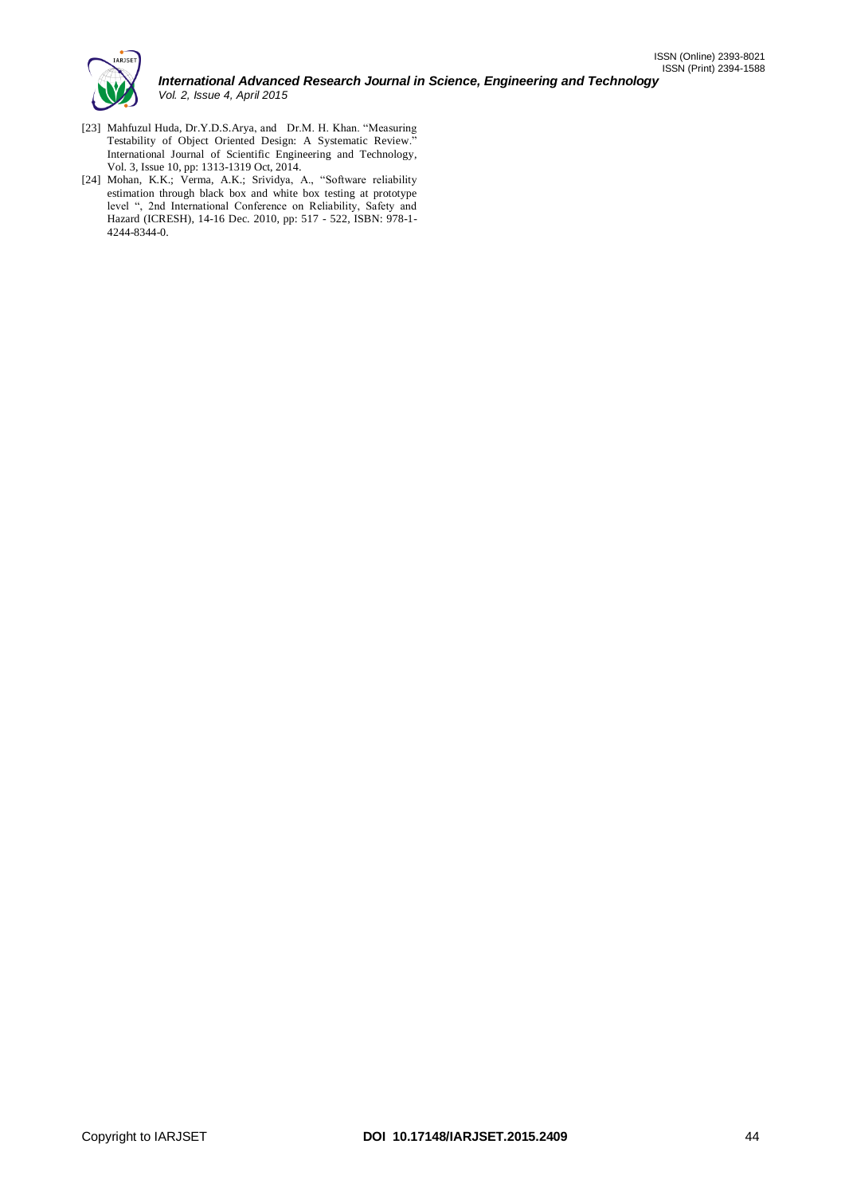[23] Mahfuzul Huda, Dr.Y.D.S.Arya, and Dr.M. H. Khan. "Measuring Testability of Object Oriented Design: A Systematic Review." International Journal of Scientific Engineering and Technology, Vol. 3, Issue 10, pp: 1313-1319 Oct, 2014.

[24] Mohan, K.K.; Verma, A.K.; Srividya, A., "Software reliability estimation through black box and white box testing at prototype level ", 2nd International Conference on Reliability, Safety and Hazard (ICRESH), 14-16 Dec. 2010, pp: 517 - 522, ISBN: 978-1-4244-8344-0.